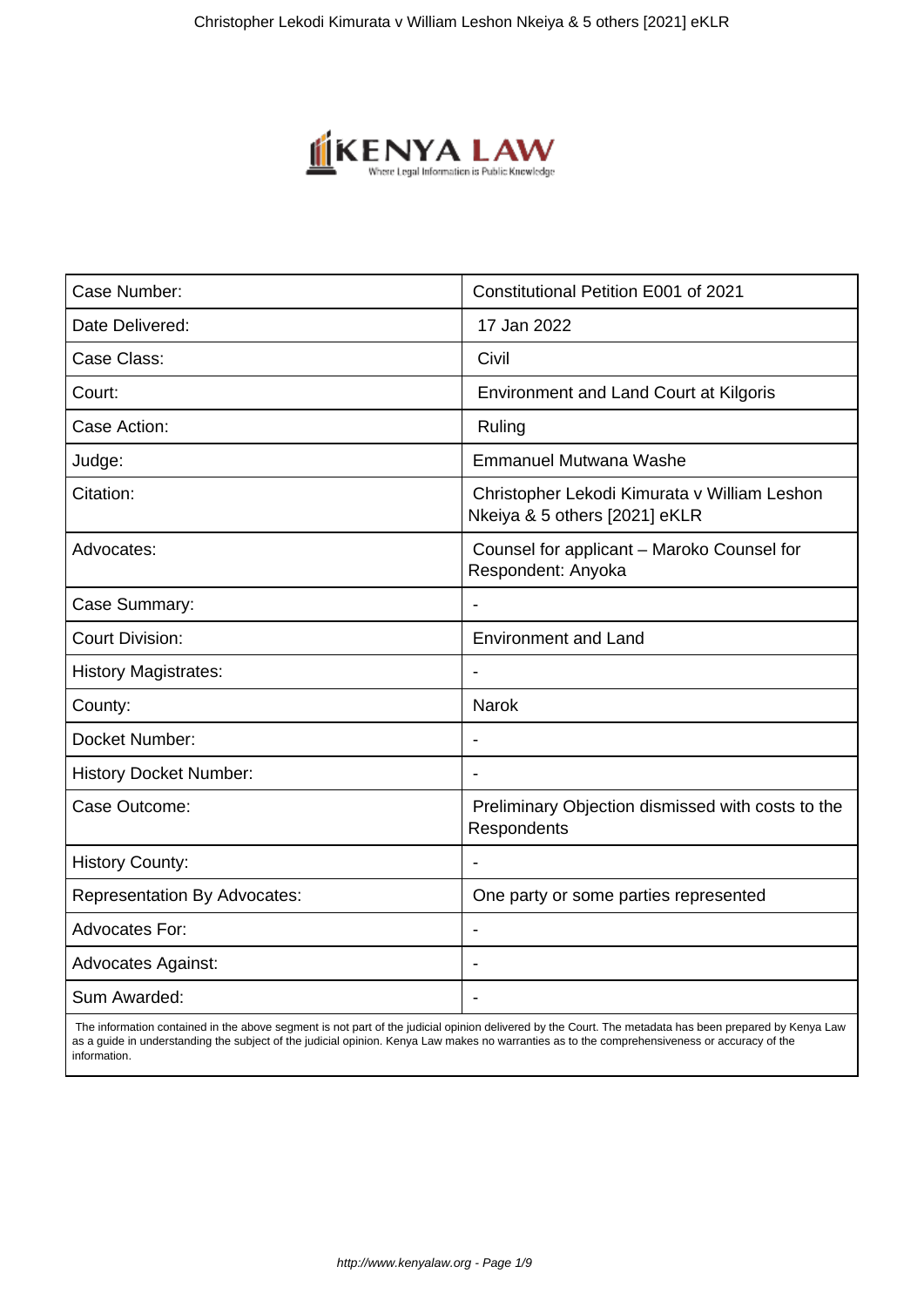| Case Number: | Constitutional Petition E001 of 2021 |
|---|---|
| Date Delivered: | 17 Jan 2022 |
| Case Class: | Civil |
| Court: | Environment and Land Court at Kilgoris |
| Case Action: | Ruling |
| Judge: | Emmanuel Mutwana Washe |
| Citation: | Christopher Lekodi Kimurata v William Leshon Nkeiya & 5 others [2021] eKLR |
| Advocates: | Counsel for applicant – Maroko Counsel for Respondent: Anyoka |
| Case Summary: | - |
| Court Division: | Environment and Land |
| History Magistrates: | - |
| County: | Narok |
| Docket Number: | - |
| History Docket Number: | - |
| Case Outcome: | Preliminary Objection dismissed with costs to the Respondents |
| History County: | - |
| Representation By Advocates: | One party or some parties represented |
| Advocates For: | - |
| Advocates Against: | - |
| Sum Awarded: | - |

The information contained in the above segment is not part of the judicial opinion delivered by the Court. The metadata has been prepared by Kenya Law as a guide in understanding the subject of the judicial opinion. Kenya Law makes no warranties as to the comprehensiveness or accuracy of the information.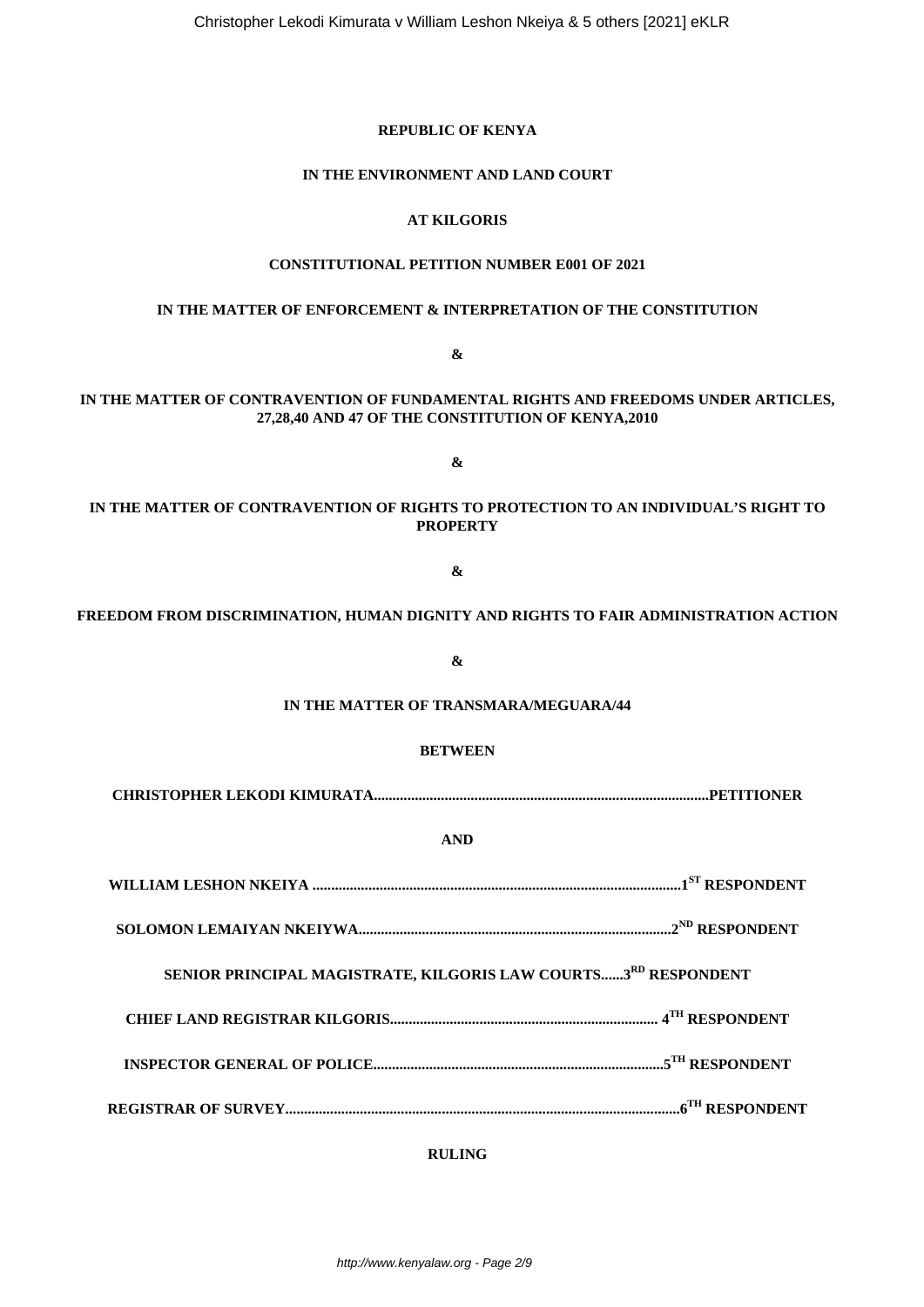**REPUBLIC OF KENYA**

**IN THE ENVIRONMENT AND LAND COURT**

**AT KILGORIS**

**CONSTITUTIONAL PETITION NUMBER E001 OF 2021**

**IN THE MATTER OF ENFORCEMENT & INTERPRETATION OF THE CONSTITUTION**

**&**

**IN THE MATTER OF CONTRAVENTION OF FUNDAMENTAL RIGHTS AND FREEDOMS UNDER ARTICLES, 27,28,40 AND 47 OF THE CONSTITUTION OF KENYA,2010**

**&**

**IN THE MATTER OF CONTRAVENTION OF RIGHTS TO PROTECTION TO AN INDIVIDUAL'S RIGHT TO PROPERTY**

**&**

**FREEDOM FROM DISCRIMINATION, HUMAN DIGNITY AND RIGHTS TO FAIR ADMINISTRATION ACTION**

**&**

**IN THE MATTER OF TRANSMARA/MEGUARA/44**

**BETWEEN**

**CHRISTOPHER LEKODI KIMURATA..........................................................................................PETITIONER**

**AND**

**WILLIAM LESHON NKEIYA ..................................................................................................1ST RESPONDENT**

**SOLOMON LEMAIYAN NKEIYWA...................................................................................2ND RESPONDENT**

**SENIOR PRINCIPAL MAGISTRATE, KILGORIS LAW COURTS......3RD RESPONDENT**

**CHIEF LAND REGISTRAR KILGORIS....................................................................... 4TH RESPONDENT**

**INSPECTOR GENERAL OF POLICE.............................................................................5TH RESPONDENT**

**REGISTRAR OF SURVEY.........................................................................................................6TH RESPONDENT**

**RULING**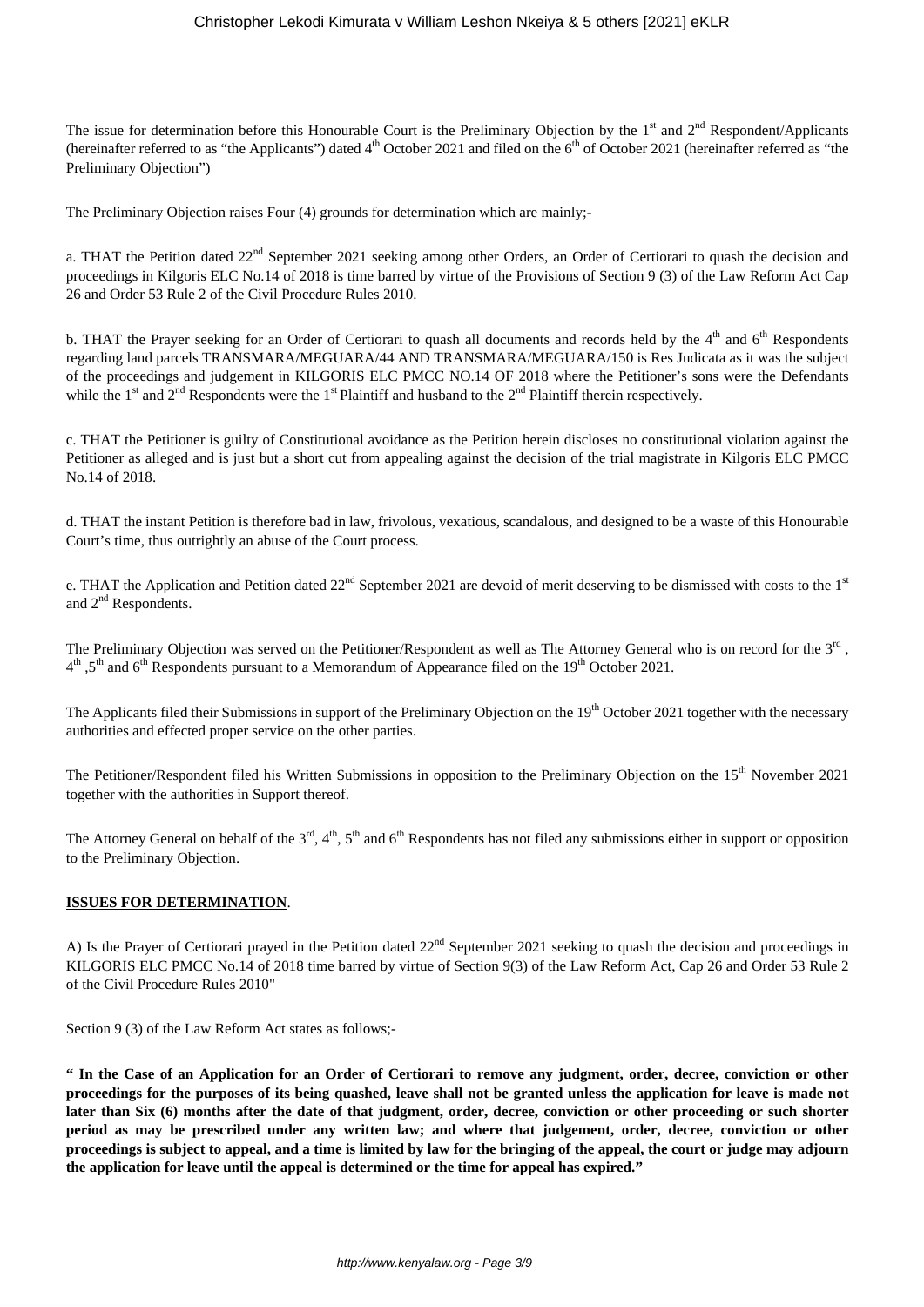The issue for determination before this Honourable Court is the Preliminary Objection by the 1st and 2nd Respondent/Applicants (hereinafter referred to as "the Applicants") dated 4th October 2021 and filed on the 6th of October 2021 (hereinafter referred as "the Preliminary Objection")

The Preliminary Objection raises Four (4) grounds for determination which are mainly;-

a. THAT the Petition dated 22nd September 2021 seeking among other Orders, an Order of Certiorari to quash the decision and proceedings in Kilgoris ELC No.14 of 2018 is time barred by virtue of the Provisions of Section 9 (3) of the Law Reform Act Cap 26 and Order 53 Rule 2 of the Civil Procedure Rules 2010.

b. THAT the Prayer seeking for an Order of Certiorari to quash all documents and records held by the 4th and 6th Respondents regarding land parcels TRANSMARA/MEGUARA/44 AND TRANSMARA/MEGUARA/150 is Res Judicata as it was the subject of the proceedings and judgement in KILGORIS ELC PMCC NO.14 OF 2018 where the Petitioner's sons were the Defendants while the 1st and 2nd Respondents were the 1st Plaintiff and husband to the 2nd Plaintiff therein respectively.

c. THAT the Petitioner is guilty of Constitutional avoidance as the Petition herein discloses no constitutional violation against the Petitioner as alleged and is just but a short cut from appealing against the decision of the trial magistrate in Kilgoris ELC PMCC No.14 of 2018.

d. THAT the instant Petition is therefore bad in law, frivolous, vexatious, scandalous, and designed to be a waste of this Honourable Court's time, thus outrightly an abuse of the Court process.

e. THAT the Application and Petition dated 22nd September 2021 are devoid of merit deserving to be dismissed with costs to the 1st and 2nd Respondents.

The Preliminary Objection was served on the Petitioner/Respondent as well as The Attorney General who is on record for the 3rd, 4th, 5th and 6th Respondents pursuant to a Memorandum of Appearance filed on the 19th October 2021.

The Applicants filed their Submissions in support of the Preliminary Objection on the 19th October 2021 together with the necessary authorities and effected proper service on the other parties.

The Petitioner/Respondent filed his Written Submissions in opposition to the Preliminary Objection on the 15th November 2021 together with the authorities in Support thereof.

The Attorney General on behalf of the 3rd, 4th, 5th and 6th Respondents has not filed any submissions either in support or opposition to the Preliminary Objection.

**ISSUES FOR DETERMINATION**.

A) Is the Prayer of Certiorari prayed in the Petition dated 22nd September 2021 seeking to quash the decision and proceedings in KILGORIS ELC PMCC No.14 of 2018 time barred by virtue of Section 9(3) of the Law Reform Act, Cap 26 and Order 53 Rule 2 of the Civil Procedure Rules 2010"

Section 9 (3) of the Law Reform Act states as follows;-

**" In the Case of an Application for an Order of Certiorari to remove any judgment, order, decree, conviction or other proceedings for the purposes of its being quashed, leave shall not be granted unless the application for leave is made not later than Six (6) months after the date of that judgment, order, decree, conviction or other proceeding or such shorter period as may be prescribed under any written law; and where that judgement, order, decree, conviction or other proceedings is subject to appeal, and a time is limited by law for the bringing of the appeal, the court or judge may adjourn the application for leave until the appeal is determined or the time for appeal has expired."**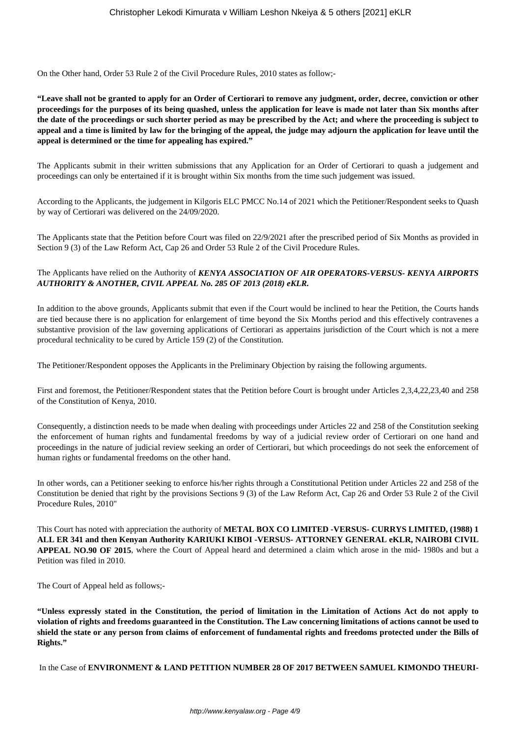On the Other hand, Order 53 Rule 2 of the Civil Procedure Rules, 2010 states as follow;-

**"Leave shall not be granted to apply for an Order of Certiorari to remove any judgment, order, decree, conviction or other proceedings for the purposes of its being quashed, unless the application for leave is made not later than Six months after the date of the proceedings or such shorter period as may be prescribed by the Act; and where the proceeding is subject to appeal and a time is limited by law for the bringing of the appeal, the judge may adjourn the application for leave until the appeal is determined or the time for appealing has expired."**

The Applicants submit in their written submissions that any Application for an Order of Certiorari to quash a judgement and proceedings can only be entertained if it is brought within Six months from the time such judgement was issued.

According to the Applicants, the judgement in Kilgoris ELC PMCC No.14 of 2021 which the Petitioner/Respondent seeks to Quash by way of Certiorari was delivered on the 24/09/2020.

The Applicants state that the Petition before Court was filed on 22/9/2021 after the prescribed period of Six Months as provided in Section 9 (3) of the Law Reform Act, Cap 26 and Order 53 Rule 2 of the Civil Procedure Rules.

The Applicants have relied on the Authority of ***KENYA ASSOCIATION OF AIR OPERATORS-VERSUS- KENYA AIRPORTS AUTHORITY & ANOTHER, CIVIL APPEAL No. 285 OF 2013 (2018) eKLR.***

In addition to the above grounds, Applicants submit that even if the Court would be inclined to hear the Petition, the Courts hands are tied because there is no application for enlargement of time beyond the Six Months period and this effectively contravenes a substantive provision of the law governing applications of Certiorari as appertains jurisdiction of the Court which is not a mere procedural technicality to be cured by Article 159 (2) of the Constitution.

The Petitioner/Respondent opposes the Applicants in the Preliminary Objection by raising the following arguments.

First and foremost, the Petitioner/Respondent states that the Petition before Court is brought under Articles 2,3,4,22,23,40 and 258 of the Constitution of Kenya, 2010.

Consequently, a distinction needs to be made when dealing with proceedings under Articles 22 and 258 of the Constitution seeking the enforcement of human rights and fundamental freedoms by way of a judicial review order of Certiorari on one hand and proceedings in the nature of judicial review seeking an order of Certiorari, but which proceedings do not seek the enforcement of human rights or fundamental freedoms on the other hand.

In other words, can a Petitioner seeking to enforce his/her rights through a Constitutional Petition under Articles 22 and 258 of the Constitution be denied that right by the provisions Sections 9 (3) of the Law Reform Act, Cap 26 and Order 53 Rule 2 of the Civil Procedure Rules, 2010"

This Court has noted with appreciation the authority of **METAL BOX CO LIMITED -VERSUS- CURRYS LIMITED, (1988) 1 ALL ER 341 and then Kenyan Authority KARIUKI KIBOI -VERSUS- ATTORNEY GENERAL eKLR, NAIROBI CIVIL APPEAL NO.90 OF 2015**, where the Court of Appeal heard and determined a claim which arose in the mid- 1980s and but a Petition was filed in 2010.

The Court of Appeal held as follows;-

**"Unless expressly stated in the Constitution, the period of limitation in the Limitation of Actions Act do not apply to violation of rights and freedoms guaranteed in the Constitution. The Law concerning limitations of actions cannot be used to shield the state or any person from claims of enforcement of fundamental rights and freedoms protected under the Bills of Rights."**

In the Case of **ENVIRONMENT & LAND PETITION NUMBER 28 OF 2017 BETWEEN SAMUEL KIMONDO THEURI-**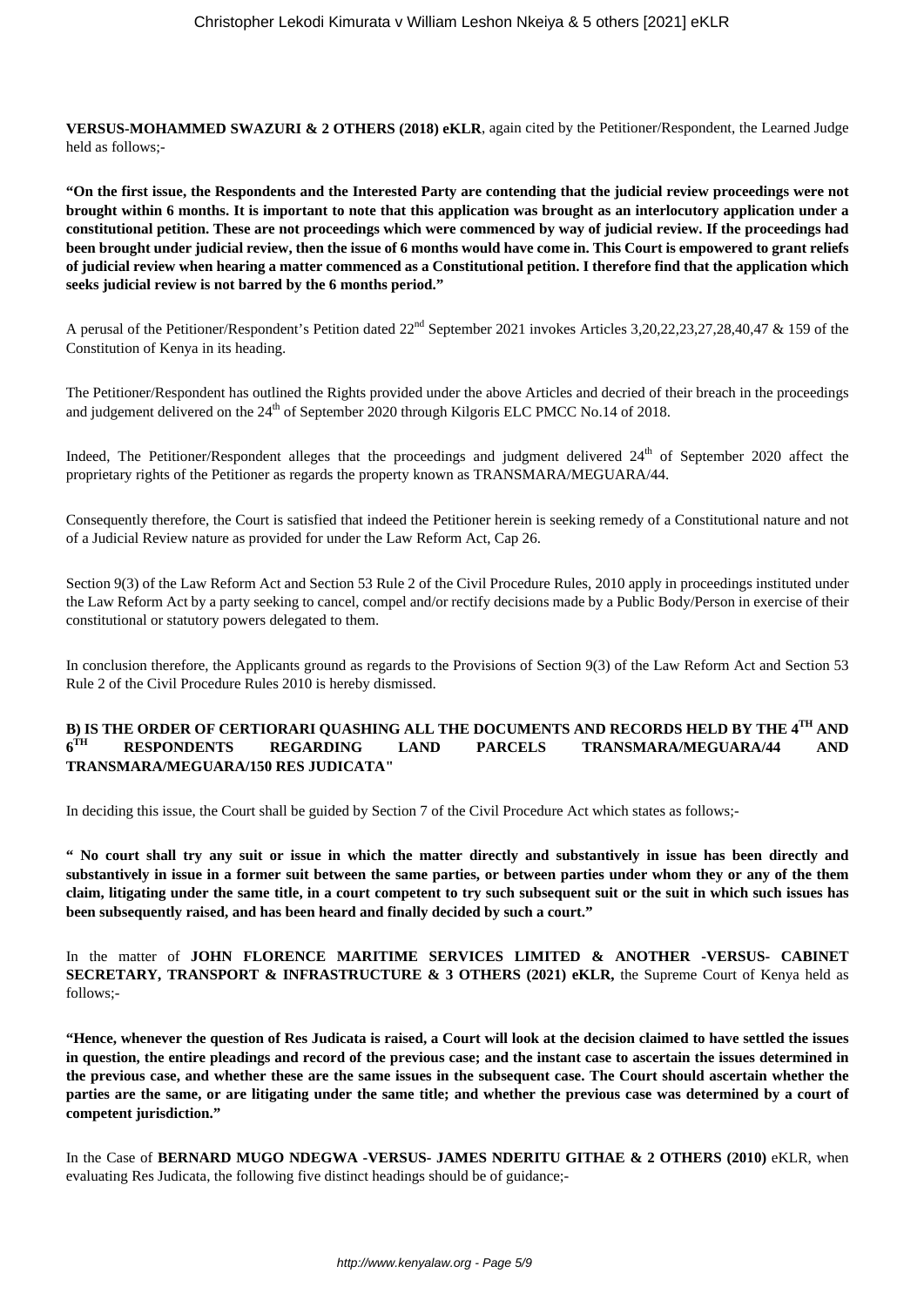**VERSUS-MOHAMMED SWAZURI & 2 OTHERS (2018) eKLR**, again cited by the Petitioner/Respondent, the Learned Judge held as follows;-

**"On the first issue, the Respondents and the Interested Party are contending that the judicial review proceedings were not brought within 6 months. It is important to note that this application was brought as an interlocutory application under a constitutional petition. These are not proceedings which were commenced by way of judicial review. If the proceedings had been brought under judicial review, then the issue of 6 months would have come in. This Court is empowered to grant reliefs of judicial review when hearing a matter commenced as a Constitutional petition. I therefore find that the application which seeks judicial review is not barred by the 6 months period."**

A perusal of the Petitioner/Respondent's Petition dated 22nd September 2021 invokes Articles 3,20,22,23,27,28,40,47 & 159 of the Constitution of Kenya in its heading.

The Petitioner/Respondent has outlined the Rights provided under the above Articles and decried of their breach in the proceedings and judgement delivered on the 24th of September 2020 through Kilgoris ELC PMCC No.14 of 2018.

Indeed, The Petitioner/Respondent alleges that the proceedings and judgment delivered 24th of September 2020 affect the proprietary rights of the Petitioner as regards the property known as TRANSMARA/MEGUARA/44.

Consequently therefore, the Court is satisfied that indeed the Petitioner herein is seeking remedy of a Constitutional nature and not of a Judicial Review nature as provided for under the Law Reform Act, Cap 26.

Section 9(3) of the Law Reform Act and Section 53 Rule 2 of the Civil Procedure Rules, 2010 apply in proceedings instituted under the Law Reform Act by a party seeking to cancel, compel and/or rectify decisions made by a Public Body/Person in exercise of their constitutional or statutory powers delegated to them.

In conclusion therefore, the Applicants ground as regards to the Provisions of Section 9(3) of the Law Reform Act and Section 53 Rule 2 of the Civil Procedure Rules 2010 is hereby dismissed.

**B) IS THE ORDER OF CERTIORARI QUASHING ALL THE DOCUMENTS AND RECORDS HELD BY THE 4TH AND 6TH RESPONDENTS REGARDING LAND PARCELS TRANSMARA/MEGUARA/44 AND TRANSMARA/MEGUARA/150 RES JUDICATA"**

In deciding this issue, the Court shall be guided by Section 7 of the Civil Procedure Act which states as follows;-

**" No court shall try any suit or issue in which the matter directly and substantively in issue has been directly and substantively in issue in a former suit between the same parties, or between parties under whom they or any of the them claim, litigating under the same title, in a court competent to try such subsequent suit or the suit in which such issues has been subsequently raised, and has been heard and finally decided by such a court."**

In the matter of **JOHN FLORENCE MARITIME SERVICES LIMITED & ANOTHER -VERSUS- CABINET SECRETARY, TRANSPORT & INFRASTRUCTURE & 3 OTHERS (2021) eKLR,** the Supreme Court of Kenya held as follows;-

**"Hence, whenever the question of Res Judicata is raised, a Court will look at the decision claimed to have settled the issues in question, the entire pleadings and record of the previous case; and the instant case to ascertain the issues determined in the previous case, and whether these are the same issues in the subsequent case. The Court should ascertain whether the parties are the same, or are litigating under the same title; and whether the previous case was determined by a court of competent jurisdiction."**

In the Case of **BERNARD MUGO NDEGWA -VERSUS- JAMES NDERITU GITHAE & 2 OTHERS (2010)** eKLR, when evaluating Res Judicata, the following five distinct headings should be of guidance;-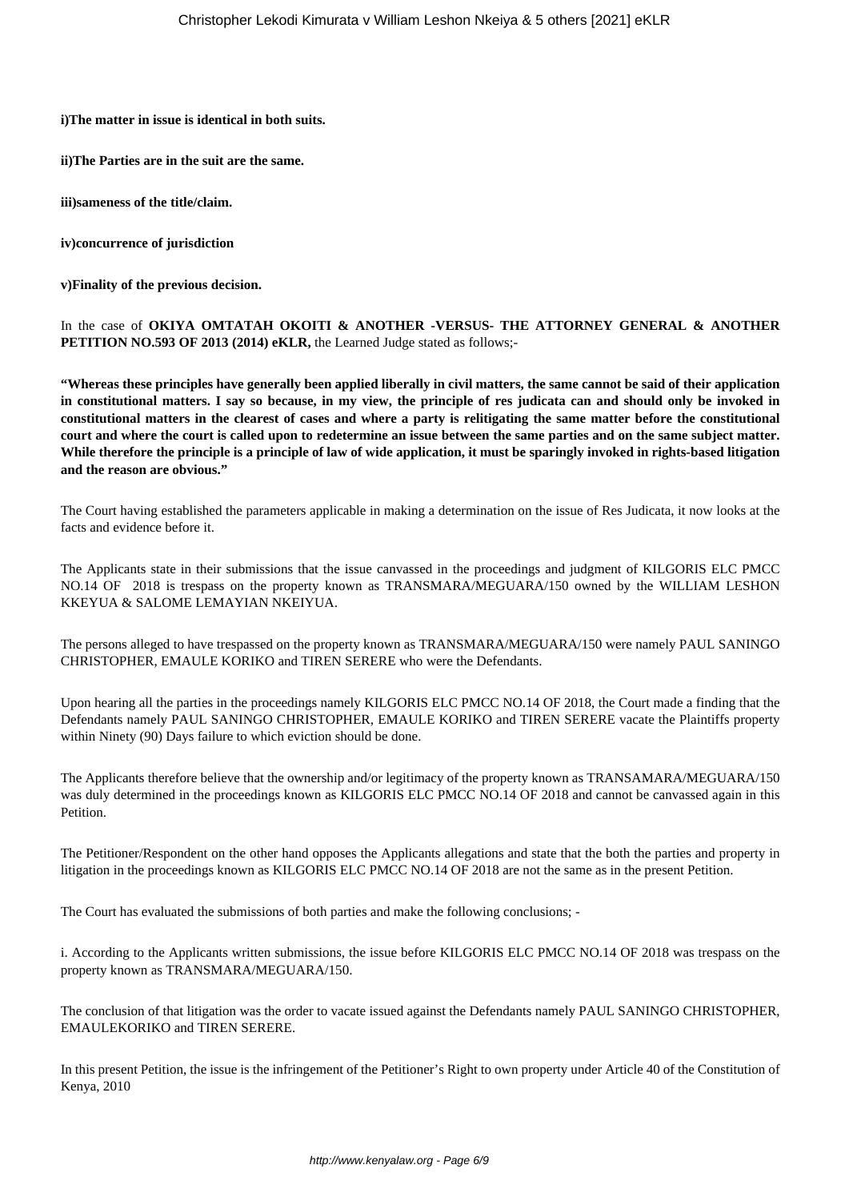**i)The matter in issue is identical in both suits.**

**ii)The Parties are in the suit are the same.**

**iii)sameness of the title/claim.**

**iv)concurrence of jurisdiction**

**v)Finality of the previous decision.**

In the case of **OKIYA OMTATAH OKOITI & ANOTHER -VERSUS- THE ATTORNEY GENERAL & ANOTHER PETITION NO.593 OF 2013 (2014) eKLR,** the Learned Judge stated as follows;-

**"Whereas these principles have generally been applied liberally in civil matters, the same cannot be said of their application in constitutional matters. I say so because, in my view, the principle of res judicata can and should only be invoked in constitutional matters in the clearest of cases and where a party is relitigating the same matter before the constitutional court and where the court is called upon to redetermine an issue between the same parties and on the same subject matter. While therefore the principle is a principle of law of wide application, it must be sparingly invoked in rights-based litigation and the reason are obvious."**

The Court having established the parameters applicable in making a determination on the issue of Res Judicata, it now looks at the facts and evidence before it.

The Applicants state in their submissions that the issue canvassed in the proceedings and judgment of KILGORIS ELC PMCC NO.14 OF 2018 is trespass on the property known as TRANSMARA/MEGUARA/150 owned by the WILLIAM LESHON KKEYUA & SALOME LEMAYIAN NKEIYUA.

The persons alleged to have trespassed on the property known as TRANSMARA/MEGUARA/150 were namely PAUL SANINGO CHRISTOPHER, EMAULE KORIKO and TIREN SERERE who were the Defendants.

Upon hearing all the parties in the proceedings namely KILGORIS ELC PMCC NO.14 OF 2018, the Court made a finding that the Defendants namely PAUL SANINGO CHRISTOPHER, EMAULE KORIKO and TIREN SERERE vacate the Plaintiffs property within Ninety (90) Days failure to which eviction should be done.

The Applicants therefore believe that the ownership and/or legitimacy of the property known as TRANSAMARA/MEGUARA/150 was duly determined in the proceedings known as KILGORIS ELC PMCC NO.14 OF 2018 and cannot be canvassed again in this Petition.

The Petitioner/Respondent on the other hand opposes the Applicants allegations and state that the both the parties and property in litigation in the proceedings known as KILGORIS ELC PMCC NO.14 OF 2018 are not the same as in the present Petition.

The Court has evaluated the submissions of both parties and make the following conclusions; -

i. According to the Applicants written submissions, the issue before KILGORIS ELC PMCC NO.14 OF 2018 was trespass on the property known as TRANSMARA/MEGUARA/150.

The conclusion of that litigation was the order to vacate issued against the Defendants namely PAUL SANINGO CHRISTOPHER, EMAULEKORIKO and TIREN SERERE.

In this present Petition, the issue is the infringement of the Petitioner's Right to own property under Article 40 of the Constitution of Kenya, 2010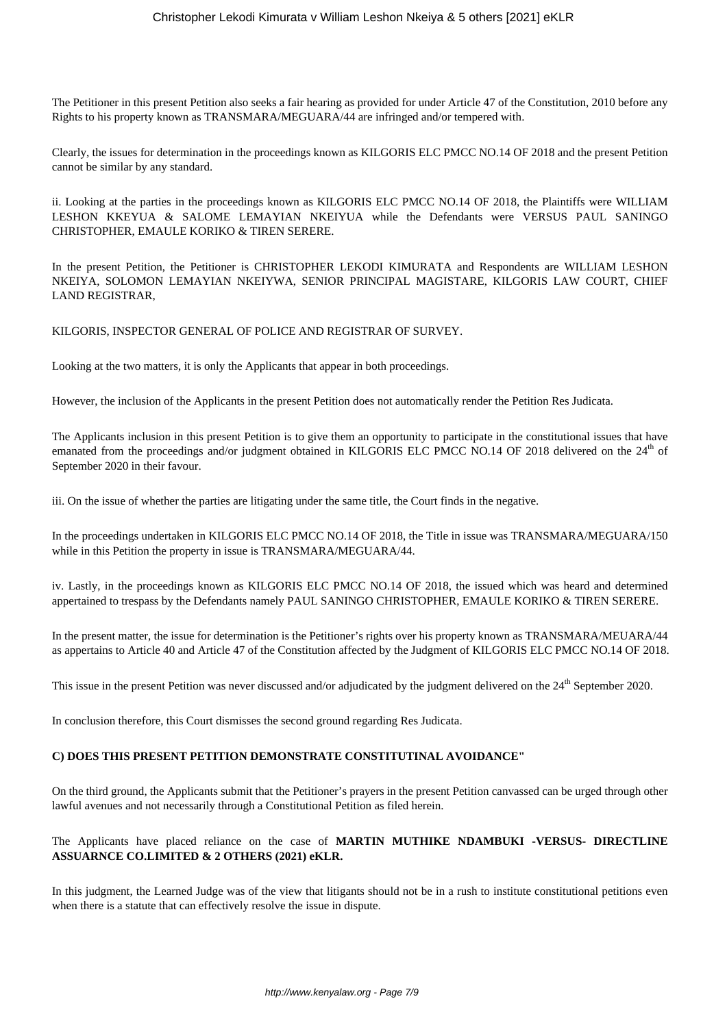The Petitioner in this present Petition also seeks a fair hearing as provided for under Article 47 of the Constitution, 2010 before any Rights to his property known as TRANSMARA/MEGUARA/44 are infringed and/or tempered with.

Clearly, the issues for determination in the proceedings known as KILGORIS ELC PMCC NO.14 OF 2018 and the present Petition cannot be similar by any standard.

ii. Looking at the parties in the proceedings known as KILGORIS ELC PMCC NO.14 OF 2018, the Plaintiffs were WILLIAM LESHON KKEYUA & SALOME LEMAYIAN NKEIYUA while the Defendants were VERSUS PAUL SANINGO CHRISTOPHER, EMAULE KORIKO & TIREN SERERE.

In the present Petition, the Petitioner is CHRISTOPHER LEKODI KIMURATA and Respondents are WILLIAM LESHON NKEIYA, SOLOMON LEMAYIAN NKEIYWA, SENIOR PRINCIPAL MAGISTARE, KILGORIS LAW COURT, CHIEF LAND REGISTRAR,

KILGORIS, INSPECTOR GENERAL OF POLICE AND REGISTRAR OF SURVEY.

Looking at the two matters, it is only the Applicants that appear in both proceedings.

However, the inclusion of the Applicants in the present Petition does not automatically render the Petition Res Judicata.

The Applicants inclusion in this present Petition is to give them an opportunity to participate in the constitutional issues that have emanated from the proceedings and/or judgment obtained in KILGORIS ELC PMCC NO.14 OF 2018 delivered on the 24th of September 2020 in their favour.

iii. On the issue of whether the parties are litigating under the same title, the Court finds in the negative.

In the proceedings undertaken in KILGORIS ELC PMCC NO.14 OF 2018, the Title in issue was TRANSMARA/MEGUARA/150 while in this Petition the property in issue is TRANSMARA/MEGUARA/44.

iv. Lastly, in the proceedings known as KILGORIS ELC PMCC NO.14 OF 2018, the issued which was heard and determined appertained to trespass by the Defendants namely PAUL SANINGO CHRISTOPHER, EMAULE KORIKO & TIREN SERERE.

In the present matter, the issue for determination is the Petitioner's rights over his property known as TRANSMARA/MEUARA/44 as appertains to Article 40 and Article 47 of the Constitution affected by the Judgment of KILGORIS ELC PMCC NO.14 OF 2018.

This issue in the present Petition was never discussed and/or adjudicated by the judgment delivered on the 24th September 2020.

In conclusion therefore, this Court dismisses the second ground regarding Res Judicata.

**C) DOES THIS PRESENT PETITION DEMONSTRATE CONSTITUTINAL AVOIDANCE"**

On the third ground, the Applicants submit that the Petitioner's prayers in the present Petition canvassed can be urged through other lawful avenues and not necessarily through a Constitutional Petition as filed herein.

The Applicants have placed reliance on the case of **MARTIN MUTHIKE NDAMBUKI -VERSUS- DIRECTLINE ASSUARNCE CO.LIMITED & 2 OTHERS (2021) eKLR.**

In this judgment, the Learned Judge was of the view that litigants should not be in a rush to institute constitutional petitions even when there is a statute that can effectively resolve the issue in dispute.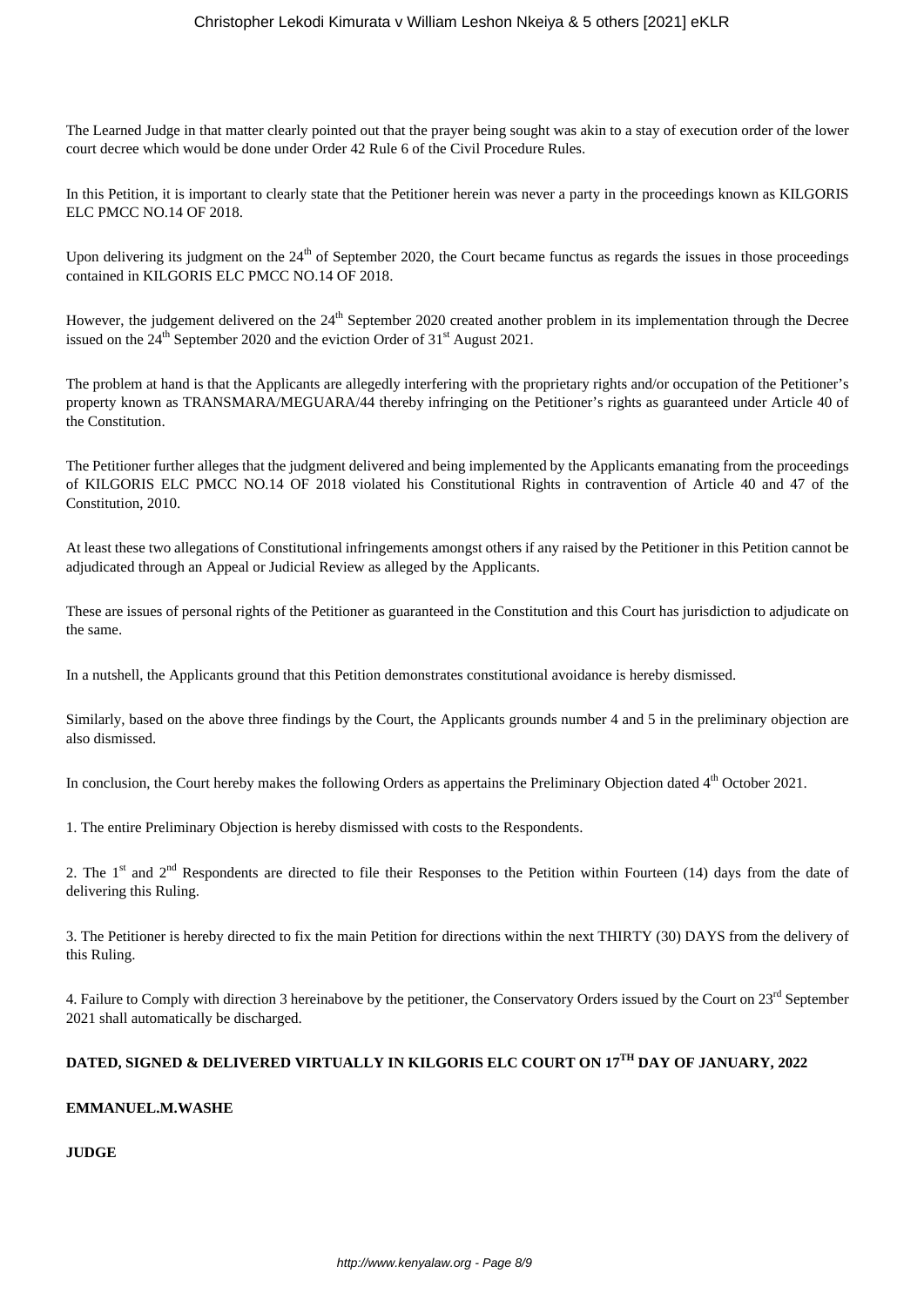The Learned Judge in that matter clearly pointed out that the prayer being sought was akin to a stay of execution order of the lower court decree which would be done under Order 42 Rule 6 of the Civil Procedure Rules.

In this Petition, it is important to clearly state that the Petitioner herein was never a party in the proceedings known as KILGORIS ELC PMCC NO.14 OF 2018.

Upon delivering its judgment on the 24th of September 2020, the Court became functus as regards the issues in those proceedings contained in KILGORIS ELC PMCC NO.14 OF 2018.

However, the judgement delivered on the 24th September 2020 created another problem in its implementation through the Decree issued on the 24th September 2020 and the eviction Order of 31st August 2021.

The problem at hand is that the Applicants are allegedly interfering with the proprietary rights and/or occupation of the Petitioner's property known as TRANSMARA/MEGUARA/44 thereby infringing on the Petitioner's rights as guaranteed under Article 40 of the Constitution.

The Petitioner further alleges that the judgment delivered and being implemented by the Applicants emanating from the proceedings of KILGORIS ELC PMCC NO.14 OF 2018 violated his Constitutional Rights in contravention of Article 40 and 47 of the Constitution, 2010.

At least these two allegations of Constitutional infringements amongst others if any raised by the Petitioner in this Petition cannot be adjudicated through an Appeal or Judicial Review as alleged by the Applicants.

These are issues of personal rights of the Petitioner as guaranteed in the Constitution and this Court has jurisdiction to adjudicate on the same.

In a nutshell, the Applicants ground that this Petition demonstrates constitutional avoidance is hereby dismissed.

Similarly, based on the above three findings by the Court, the Applicants grounds number 4 and 5 in the preliminary objection are also dismissed.

In conclusion, the Court hereby makes the following Orders as appertains the Preliminary Objection dated 4th October 2021.

1. The entire Preliminary Objection is hereby dismissed with costs to the Respondents.

2. The 1st and 2nd Respondents are directed to file their Responses to the Petition within Fourteen (14) days from the date of delivering this Ruling.

3. The Petitioner is hereby directed to fix the main Petition for directions within the next THIRTY (30) DAYS from the delivery of this Ruling.

4. Failure to Comply with direction 3 hereinabove by the petitioner, the Conservatory Orders issued by the Court on 23rd September 2021 shall automatically be discharged.

**DATED, SIGNED & DELIVERED VIRTUALLY IN KILGORIS ELC COURT ON 17TH DAY OF JANUARY, 2022**

**EMMANUEL.M.WASHE**

**JUDGE**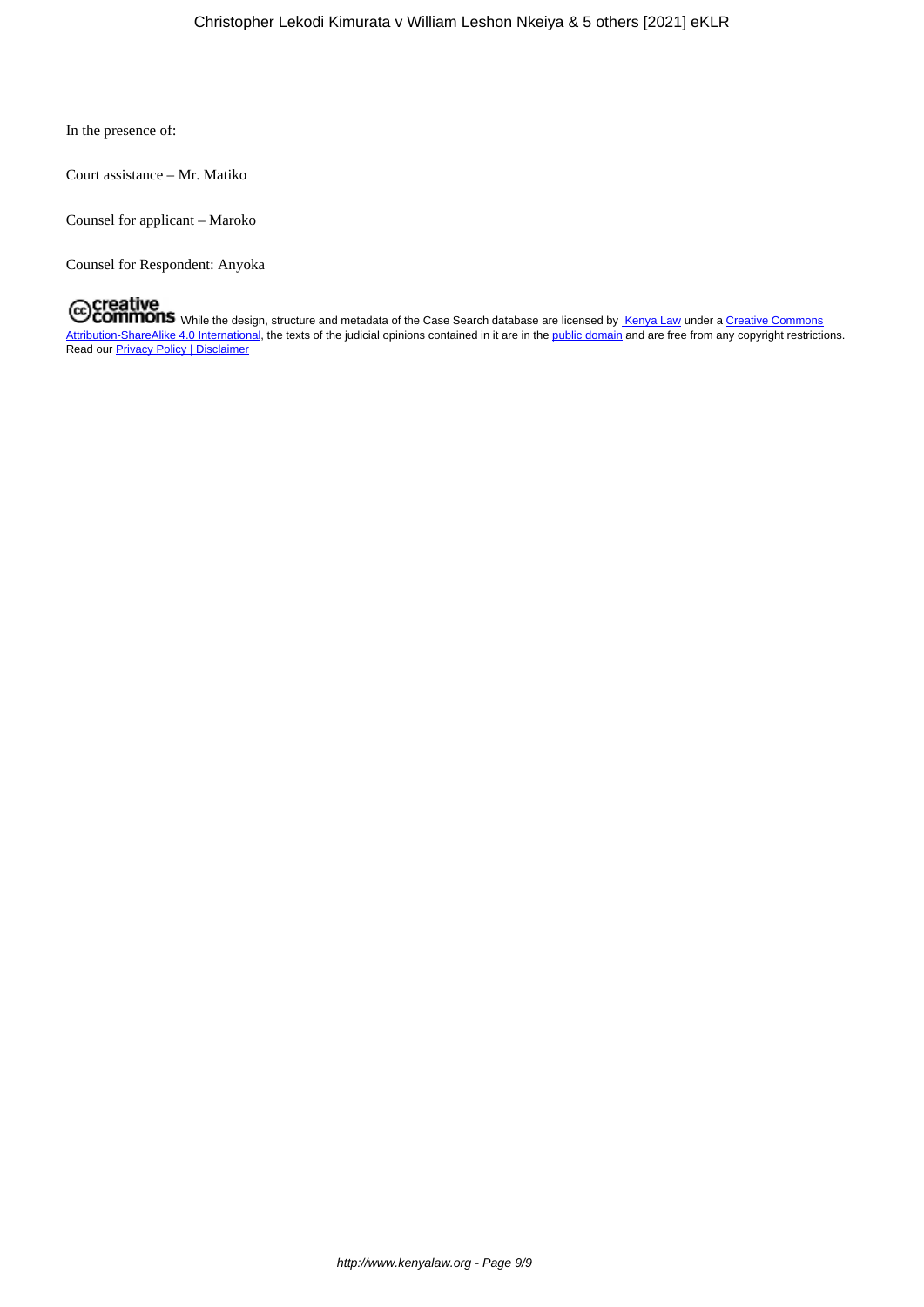In the presence of:

Court assistance – Mr. Matiko

Counsel for applicant – Maroko

Counsel for Respondent: Anyoka

While the design, structure and metadata of the Case Search database are licensed by Kenya Law under a Creative Commons Attribution-ShareAlike 4.0 International, the texts of the judicial opinions contained in it are in the public domain and are free from any copyright restrictions. Read our Privacy Policy | Disclaimer